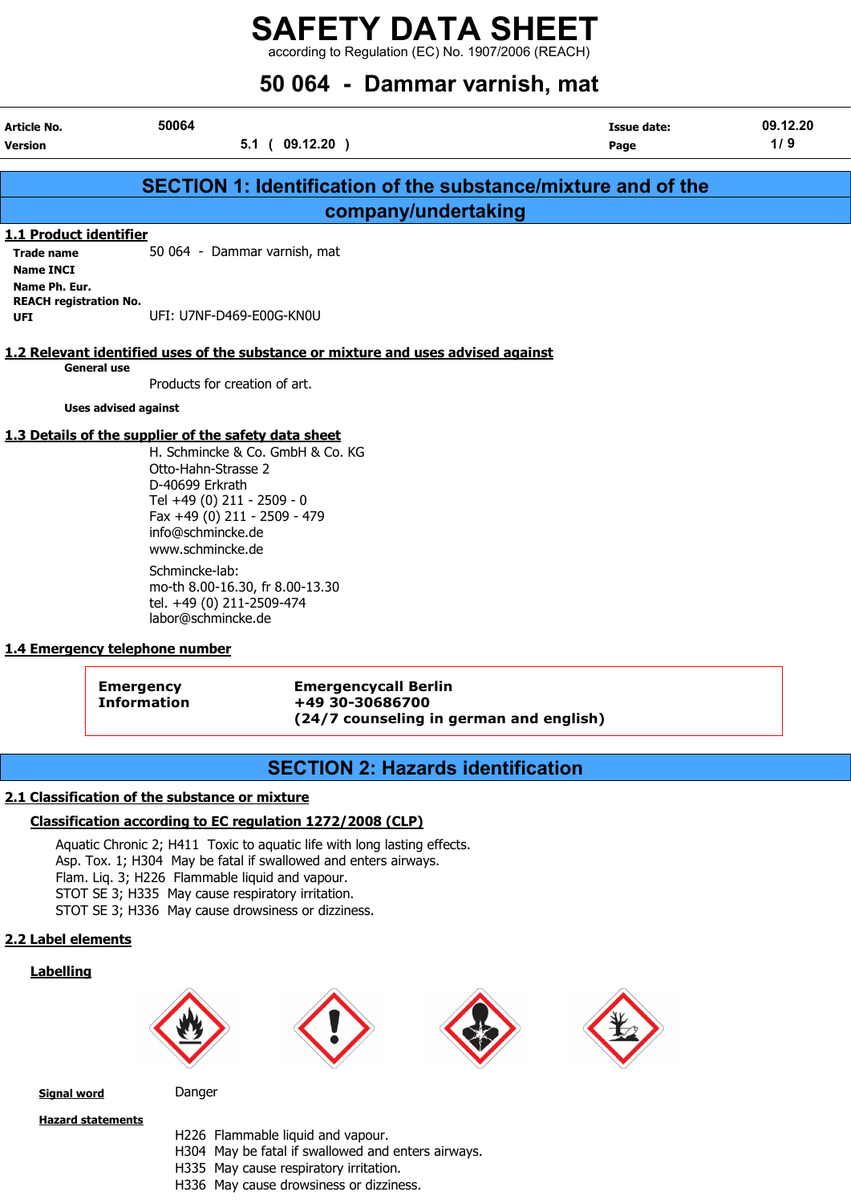# SAFETY DATA SHEET

according to Regulation (EC) No. 1907/2006 (REACH)

## 50 064 - Dammar varnish, mat

| | | | |
|---|---|---|---|
| **Article No.** | 50064 | **Issue date:** | 09.12.20 |
| **Version** | 5.1 ( 09.12.20 ) | **Page** | 1/ 9 |

## SECTION 1: Identification of the substance/mixture and of the company/undertaking

### 1.1 Product identifier

**Trade name** 50 064 - Dammar varnish, mat

**Name INCI**

**Name Ph. Eur.**

**REACH registration No.**

**UFI** UFI: U7NF-D469-E00G-KN0U

### 1.2 Relevant identified uses of the substance or mixture and uses advised against

**General use**

Products for creation of art.

**Uses advised against**

### 1.3 Details of the supplier of the safety data sheet

H. Schmincke & Co. GmbH & Co. KG
Otto-Hahn-Strasse 2
D-40699 Erkrath
Tel +49 (0) 211 - 2509 - 0
Fax +49 (0) 211 - 2509 - 479
info@schmincke.de
www.schmincke.de

Schmincke-lab:
mo-th 8.00-16.30, fr 8.00-13.30
tel. +49 (0) 211-2509-474
labor@schmincke.de

### 1.4 Emergency telephone number

**Emergency Information** — **Emergencycall Berlin**
**+49 30-30686700**
**(24/7 counseling in german and english)**

## SECTION 2: Hazards identification

### 2.1 Classification of the substance or mixture

**Classification according to EC regulation 1272/2008 (CLP)**

Aquatic Chronic 2; H411 Toxic to aquatic life with long lasting effects.
Asp. Tox. 1; H304 May be fatal if swallowed and enters airways.
Flam. Liq. 3; H226 Flammable liquid and vapour.
STOT SE 3; H335 May cause respiratory irritation.
STOT SE 3; H336 May cause drowsiness or dizziness.

### 2.2 Label elements

**Labelling**

**Signal word** Danger

**Hazard statements**

H226 Flammable liquid and vapour.
H304 May be fatal if swallowed and enters airways.
H335 May cause respiratory irritation.
H336 May cause drowsiness or dizziness.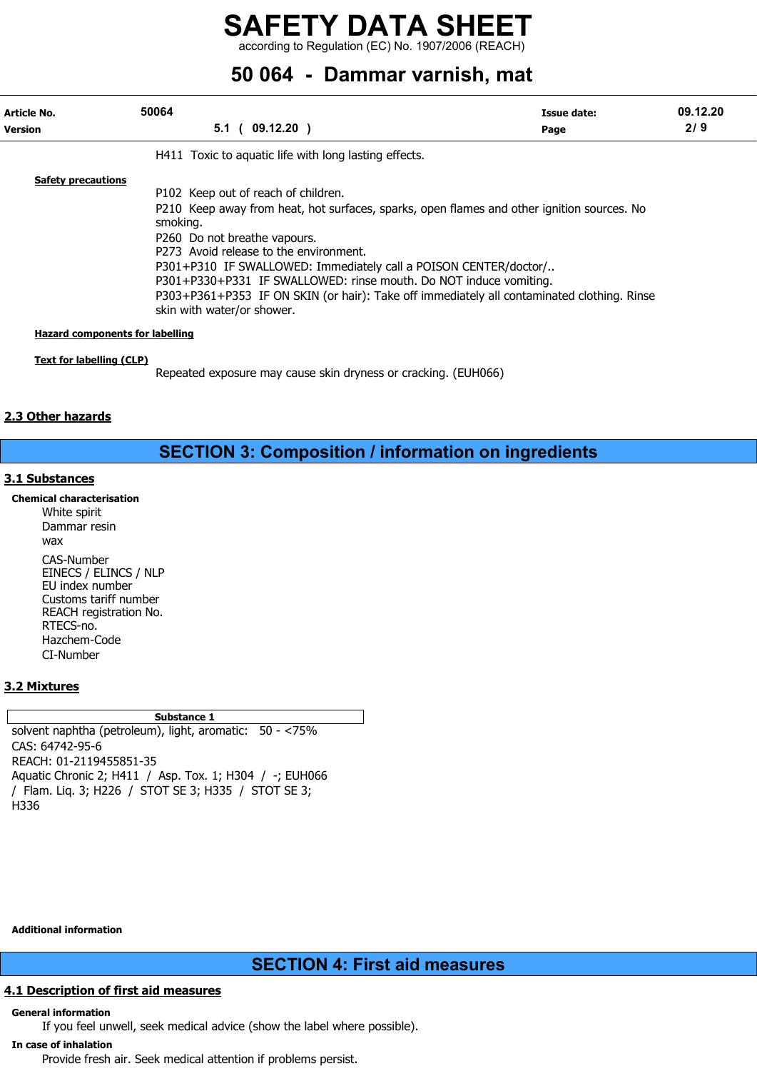H411 Toxic to aquatic life with long lasting effects.

**Safety precautions**

P102 Keep out of reach of children.
P210 Keep away from heat, hot surfaces, sparks, open flames and other ignition sources. No smoking.
P260 Do not breathe vapours.
P273 Avoid release to the environment.
P301+P310 IF SWALLOWED: Immediately call a POISON CENTER/doctor/..
P301+P330+P331 IF SWALLOWED: rinse mouth. Do NOT induce vomiting.
P303+P361+P353 IF ON SKIN (or hair): Take off immediately all contaminated clothing. Rinse skin with water/or shower.

**Hazard components for labelling**

**Text for labelling (CLP)**

Repeated exposure may cause skin dryness or cracking. (EUH066)

### 2.3 Other hazards

## SECTION 3: Composition / information on ingredients

### 3.1 Substances

**Chemical characterisation**

White spirit
Dammar resin
wax

CAS-Number
EINECS / ELINCS / NLP
EU index number
Customs tariff number
REACH registration No.
RTECS-no.
Hazchem-Code
CI-Number

### 3.2 Mixtures

| Substance 1 |
|---|
| solvent naphtha (petroleum), light, aromatic: 50 - <75%<br>CAS: 64742-95-6<br>REACH: 01-2119455851-35<br>Aquatic Chronic 2; H411 / Asp. Tox. 1; H304 / -; EUH066 / Flam. Liq. 3; H226 / STOT SE 3; H335 / STOT SE 3; H336 |

**Additional information**

## SECTION 4: First aid measures

### 4.1 Description of first aid measures

**General information**

If you feel unwell, seek medical advice (show the label where possible).

**In case of inhalation**

Provide fresh air. Seek medical attention if problems persist.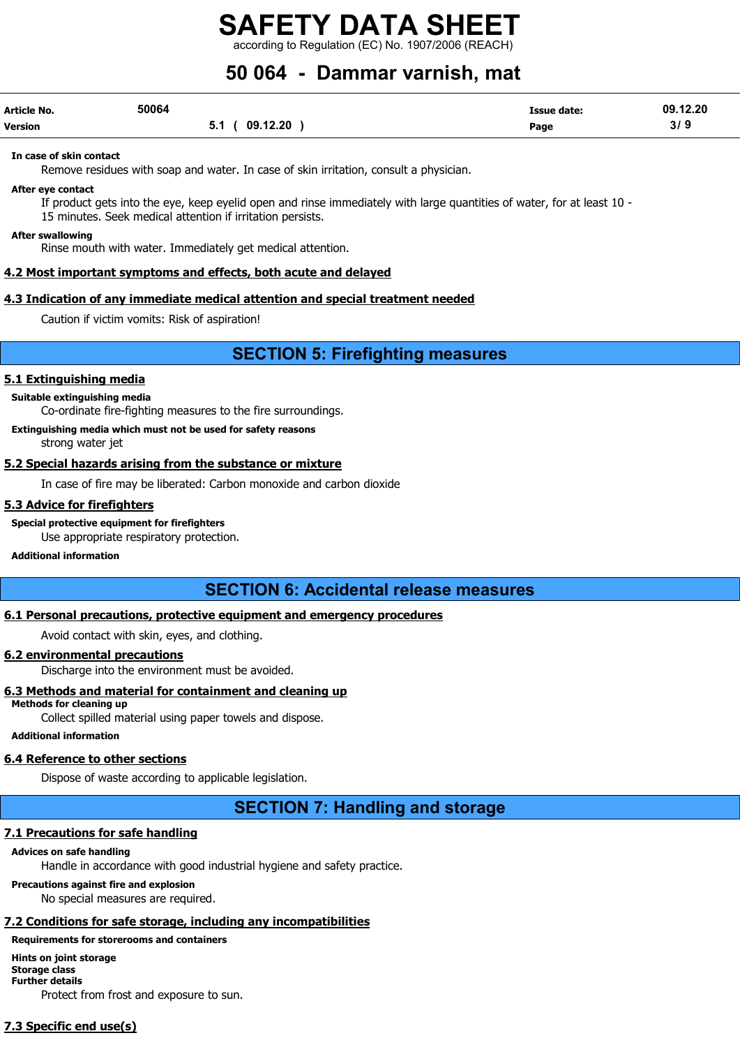**In case of skin contact**

Remove residues with soap and water. In case of skin irritation, consult a physician.

**After eye contact**

If product gets into the eye, keep eyelid open and rinse immediately with large quantities of water, for at least 10 - 15 minutes. Seek medical attention if irritation persists.

**After swallowing**

Rinse mouth with water. Immediately get medical attention.

### 4.2 Most important symptoms and effects, both acute and delayed

### 4.3 Indication of any immediate medical attention and special treatment needed

Caution if victim vomits: Risk of aspiration!

## SECTION 5: Firefighting measures

### 5.1 Extinguishing media

**Suitable extinguishing media**

Co-ordinate fire-fighting measures to the fire surroundings.

**Extinguishing media which must not be used for safety reasons**

strong water jet

### 5.2 Special hazards arising from the substance or mixture

In case of fire may be liberated: Carbon monoxide and carbon dioxide

### 5.3 Advice for firefighters

**Special protective equipment for firefighters**

Use appropriate respiratory protection.

**Additional information**

## SECTION 6: Accidental release measures

### 6.1 Personal precautions, protective equipment and emergency procedures

Avoid contact with skin, eyes, and clothing.

### 6.2 environmental precautions

Discharge into the environment must be avoided.

### 6.3 Methods and material for containment and cleaning up

**Methods for cleaning up**

Collect spilled material using paper towels and dispose.

**Additional information**

### 6.4 Reference to other sections

Dispose of waste according to applicable legislation.

## SECTION 7: Handling and storage

### 7.1 Precautions for safe handling

**Advices on safe handling**

Handle in accordance with good industrial hygiene and safety practice.

**Precautions against fire and explosion**

No special measures are required.

### 7.2 Conditions for safe storage, including any incompatibilities

**Requirements for storerooms and containers**

**Hints on joint storage**

**Storage class**

**Further details**

Protect from frost and exposure to sun.

### 7.3 Specific end use(s)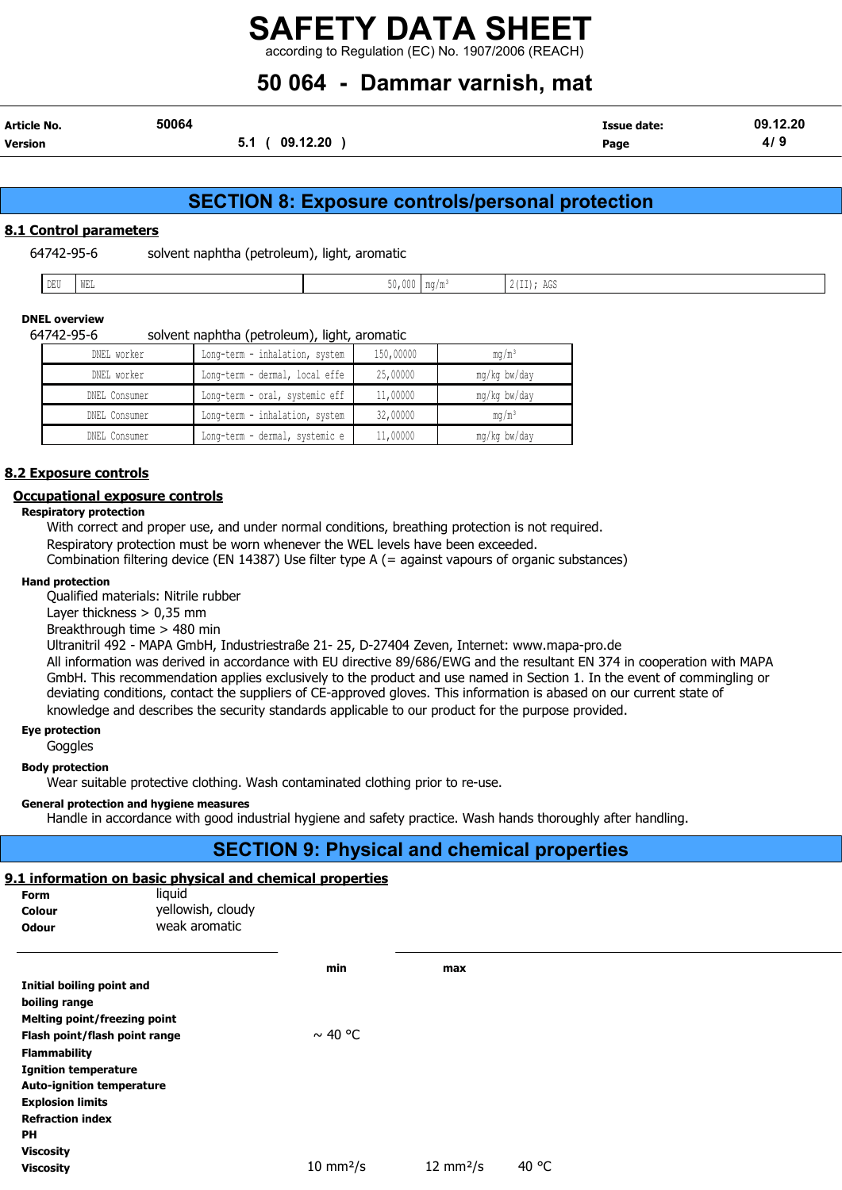## SECTION 8: Exposure controls/personal protection

### 8.1 Control parameters

64742-95-6 solvent naphtha (petroleum), light, aromatic

| DEU | WEL | 50,000 | mg/m³ | 2(II); AGS |
|---|---|---|---|---|

**DNEL overview**

64742-95-6 solvent naphtha (petroleum), light, aromatic

| DNEL worker | Long-term - inhalation, system | 150,00000 | mg/m³ |
|---|---|---|---|
| DNEL worker | Long-term - dermal, local effe | 25,00000 | mg/kg bw/day |
| DNEL Consumer | Long-term - oral, systemic eff | 11,00000 | mg/kg bw/day |
| DNEL Consumer | Long-term - inhalation, system | 32,00000 | mg/m³ |
| DNEL Consumer | Long-term - dermal, systemic e | 11,00000 | mg/kg bw/day |

### 8.2 Exposure controls

#### Occupational exposure controls

**Respiratory protection**

With correct and proper use, and under normal conditions, breathing protection is not required.
Respiratory protection must be worn whenever the WEL levels have been exceeded.
Combination filtering device (EN 14387) Use filter type A (= against vapours of organic substances)

**Hand protection**

Qualified materials: Nitrile rubber
Layer thickness > 0,35 mm
Breakthrough time > 480 min
Ultranitril 492 - MAPA GmbH, Industriestraße 21- 25, D-27404 Zeven, Internet: www.mapa-pro.de
All information was derived in accordance with EU directive 89/686/EWG and the resultant EN 374 in cooperation with MAPA GmbH. This recommendation applies exclusively to the product and use named in Section 1. In the event of commingling or deviating conditions, contact the suppliers of CE-approved gloves. This information is abased on our current state of knowledge and describes the security standards applicable to our product for the purpose provided.

**Eye protection**

Goggles

**Body protection**

Wear suitable protective clothing. Wash contaminated clothing prior to re-use.

**General protection and hygiene measures**

Handle in accordance with good industrial hygiene and safety practice. Wash hands thoroughly after handling.

## SECTION 9: Physical and chemical properties

### 9.1 information on basic physical and chemical properties

**Form** liquid
**Colour** yellowish, cloudy
**Odour** weak aromatic

| | min | max | |
|---|---|---|---|
| **Initial boiling point and boiling range** | | | |
| **Melting point/freezing point** | | | |
| **Flash point/flash point range** | ~ 40 °C | | |
| **Flammability** | | | |
| **Ignition temperature** | | | |
| **Auto-ignition temperature** | | | |
| **Explosion limits** | | | |
| **Refraction index** | | | |
| **PH** | | | |
| **Viscosity** | | | |
| **Viscosity** | 10 mm²/s | 12 mm²/s | 40 °C |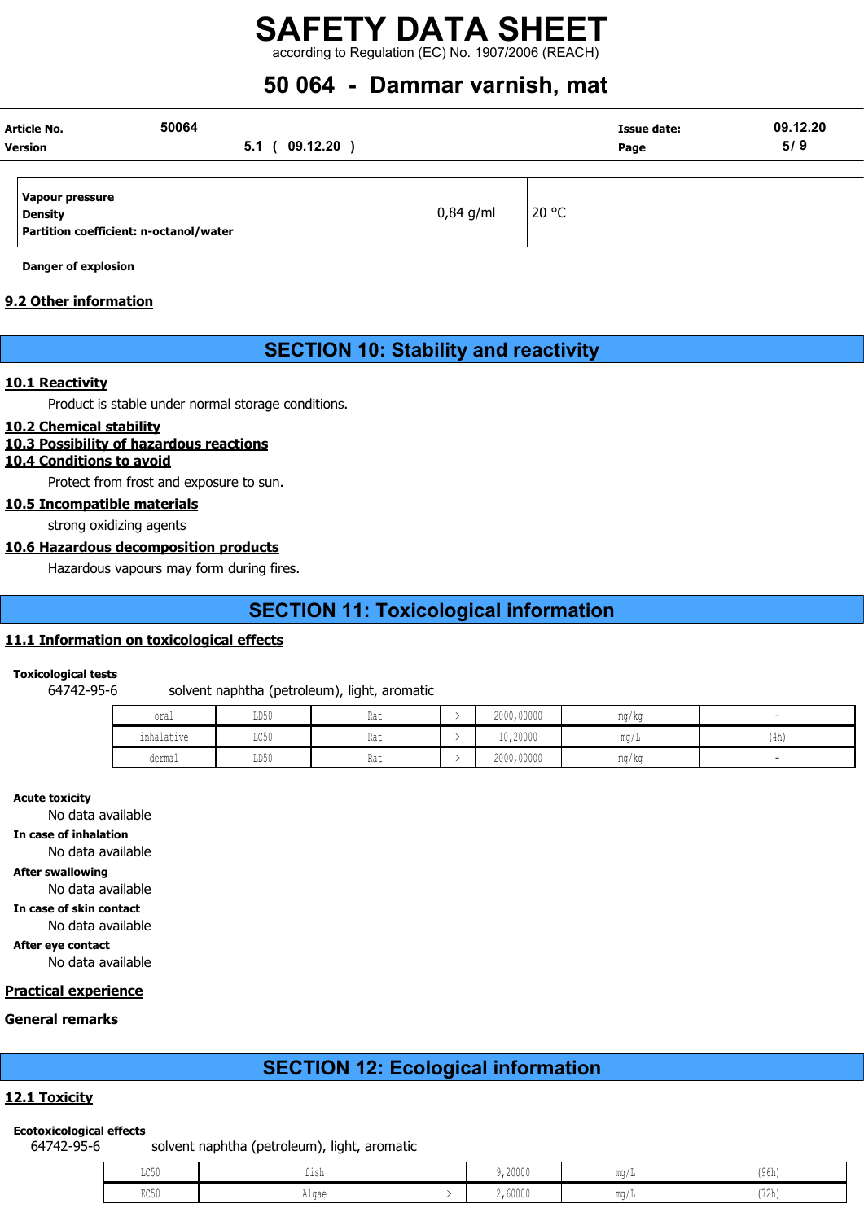| | | |
|---|---|---|
| **Vapour pressure** **Density** **Partition coefficient: n-octanol/water** | 0,84 g/ml | 20 °C |

**Danger of explosion**

## 9.2 Other information

# SECTION 10: Stability and reactivity

## 10.1 Reactivity

Product is stable under normal storage conditions.

## 10.2 Chemical stability

## 10.3 Possibility of hazardous reactions

## 10.4 Conditions to avoid

Protect from frost and exposure to sun.

## 10.5 Incompatible materials

strong oxidizing agents

## 10.6 Hazardous decomposition products

Hazardous vapours may form during fires.

# SECTION 11: Toxicological information

## 11.1 Information on toxicological effects

**Toxicological tests**

64742-95-6 solvent naphtha (petroleum), light, aromatic

| | | | | | | |
|---|---|---|---|---|---|---|
| oral | LD50 | Rat | > | 2000,00000 | mg/kg | - |
| inhalative | LC50 | Rat | > | 10,20000 | mg/L | (4h) |
| dermal | LD50 | Rat | > | 2000,00000 | mg/kg | - |

**Acute toxicity**

No data available

**In case of inhalation**

No data available

**After swallowing**

No data available

**In case of skin contact**

No data available

**After eye contact**

No data available

## Practical experience

## General remarks

# SECTION 12: Ecological information

## 12.1 Toxicity

**Ecotoxicological effects**

64742-95-6 solvent naphtha (petroleum), light, aromatic

| | | | | | |
|---|---|---|---|---|---|
| LC50 | fish | | 9,20000 | mg/L | (96h) |
| EC50 | Algae | > | 2,60000 | mg/L | (72h) |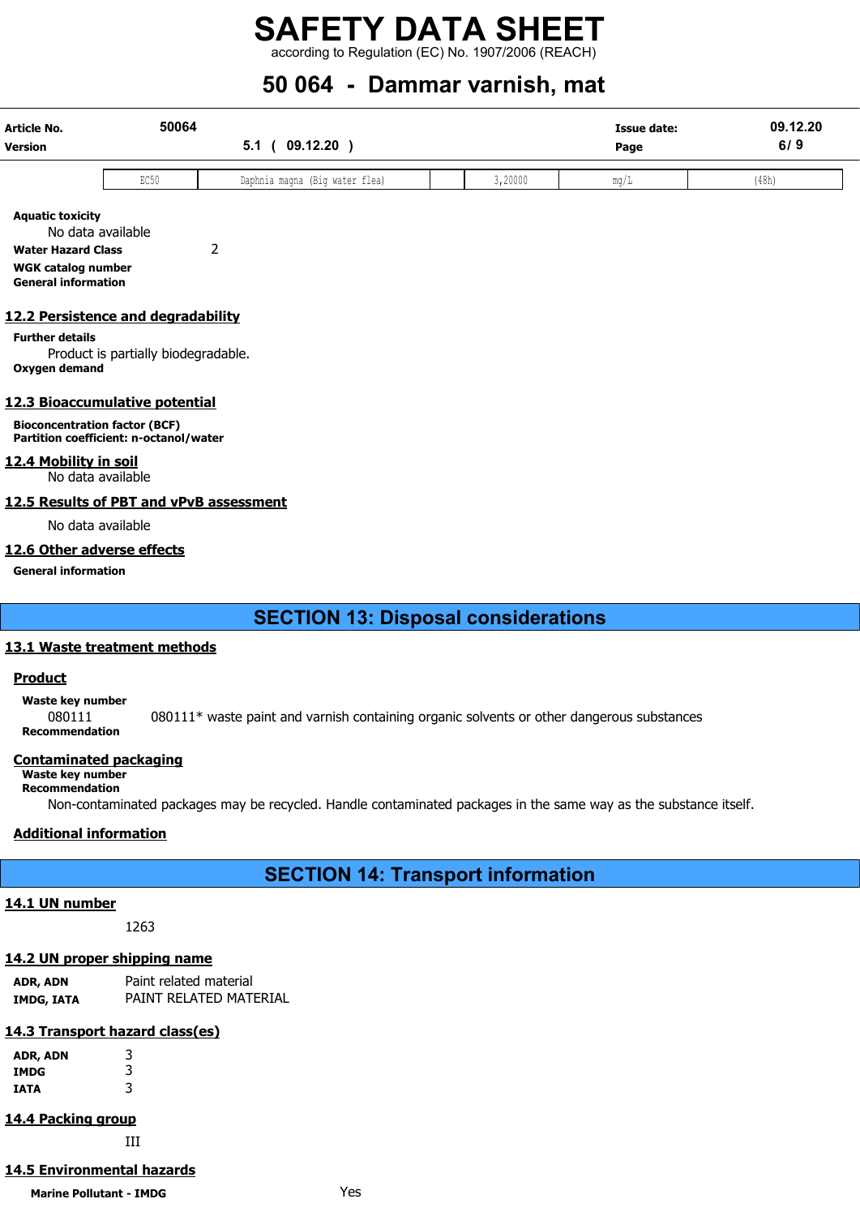| EC50 | Daphnia magna (Big water flea) | | 3,20000 | mg/L | (48h) |
|---|---|---|---|---|---|

**Aquatic toxicity**

No data available

**Water Hazard Class** 2

**WGK catalog number**

**General information**

## 12.2 Persistence and degradability

**Further details**

Product is partially biodegradable.

**Oxygen demand**

## 12.3 Bioaccumulative potential

**Bioconcentration factor (BCF)**

**Partition coefficient: n-octanol/water**

## 12.4 Mobility in soil

No data available

## 12.5 Results of PBT and vPvB assessment

No data available

## 12.6 Other adverse effects

**General information**

# SECTION 13: Disposal considerations

## 13.1 Waste treatment methods

### Product

**Waste key number**

080111 080111* waste paint and varnish containing organic solvents or other dangerous substances

**Recommendation**

### Contaminated packaging

**Waste key number**

**Recommendation**

Non-contaminated packages may be recycled. Handle contaminated packages in the same way as the substance itself.

### Additional information

# SECTION 14: Transport information

## 14.1 UN number

1263

## 14.2 UN proper shipping name

**ADR, ADN** Paint related material

**IMDG, IATA** PAINT RELATED MATERIAL

## 14.3 Transport hazard class(es)

**ADR, ADN** 3

**IMDG** 3

**IATA** 3

## 14.4 Packing group

III

## 14.5 Environmental hazards

**Marine Pollutant - IMDG** Yes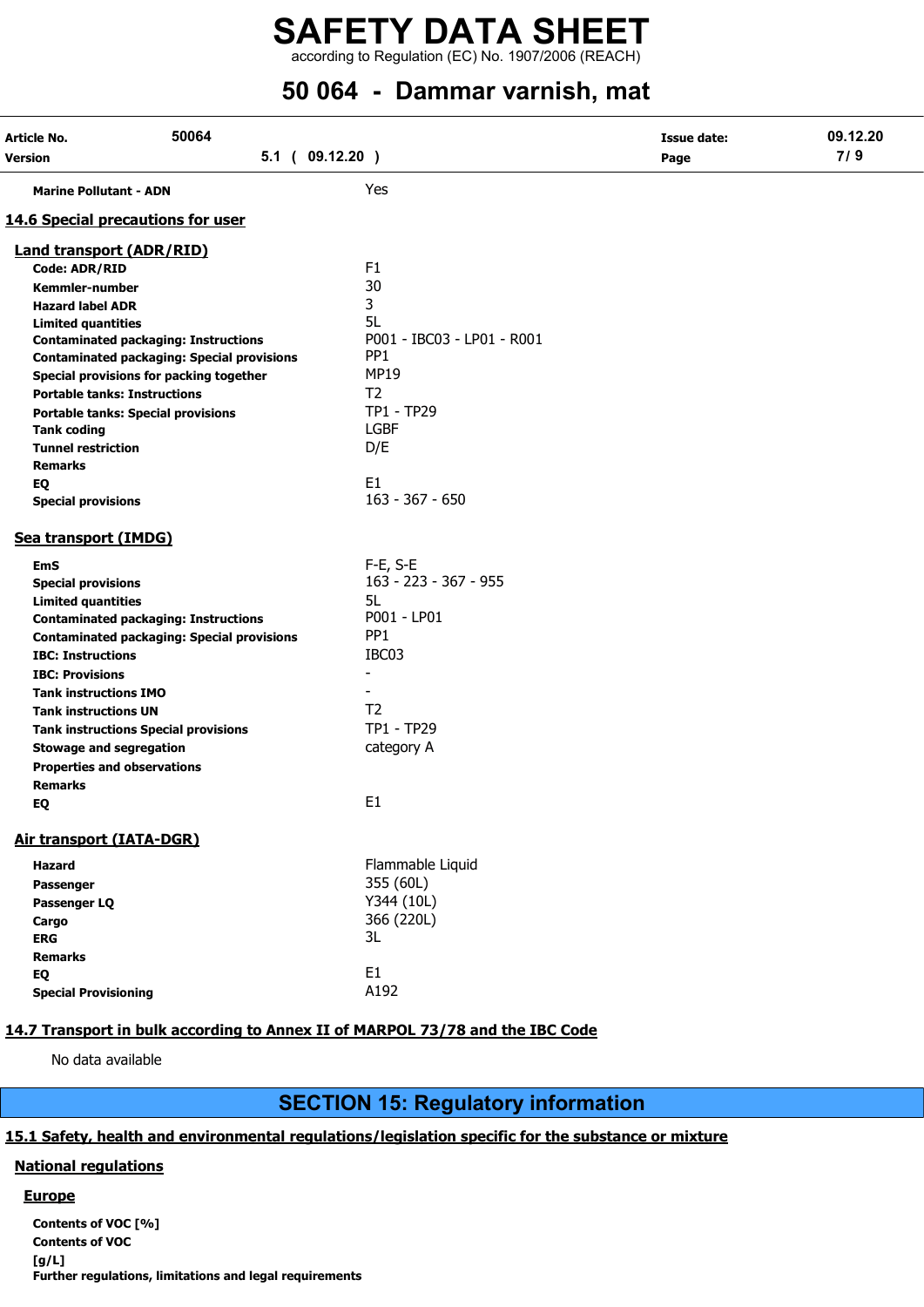| | |
|---|---|
| **Marine Pollutant - ADN** | Yes |

## 14.6 Special precautions for user

### Land transport (ADR/RID)

| | |
|---|---|
| **Code: ADR/RID** | F1 |
| **Kemmler-number** | 30 |
| **Hazard label ADR** | 3 |
| **Limited quantities** | 5L |
| **Contaminated packaging: Instructions** | P001 - IBC03 - LP01 - R001 |
| **Contaminated packaging: Special provisions** | PP1 |
| **Special provisions for packing together** | MP19 |
| **Portable tanks: Instructions** | T2 |
| **Portable tanks: Special provisions** | TP1 - TP29 |
| **Tank coding** | LGBF |
| **Tunnel restriction** | D/E |
| **Remarks** | |
| **EQ** | E1 |
| **Special provisions** | 163 - 367 - 650 |

### Sea transport (IMDG)

| | |
|---|---|
| **EmS** | F-E, S-E |
| **Special provisions** | 163 - 223 - 367 - 955 |
| **Limited quantities** | 5L |
| **Contaminated packaging: Instructions** | P001 - LP01 |
| **Contaminated packaging: Special provisions** | PP1 |
| **IBC: Instructions** | IBC03 |
| **IBC: Provisions** | - |
| **Tank instructions IMO** | - |
| **Tank instructions UN** | T2 |
| **Tank instructions Special provisions** | TP1 - TP29 |
| **Stowage and segregation** | category A |
| **Properties and observations** | |
| **Remarks** | |
| **EQ** | E1 |

### Air transport (IATA-DGR)

| | |
|---|---|
| **Hazard** | Flammable Liquid |
| **Passenger** | 355 (60L) |
| **Passenger LQ** | Y344 (10L) |
| **Cargo** | 366 (220L) |
| **ERG** | 3L |
| **Remarks** | |
| **EQ** | E1 |
| **Special Provisioning** | A192 |

## 14.7 Transport in bulk according to Annex II of MARPOL 73/78 and the IBC Code

No data available

# SECTION 15: Regulatory information

## 15.1 Safety, health and environmental regulations/legislation specific for the substance or mixture

### National regulations

#### Europe

**Contents of VOC [%]**

**Contents of VOC [g/L]**

**Further regulations, limitations and legal requirements**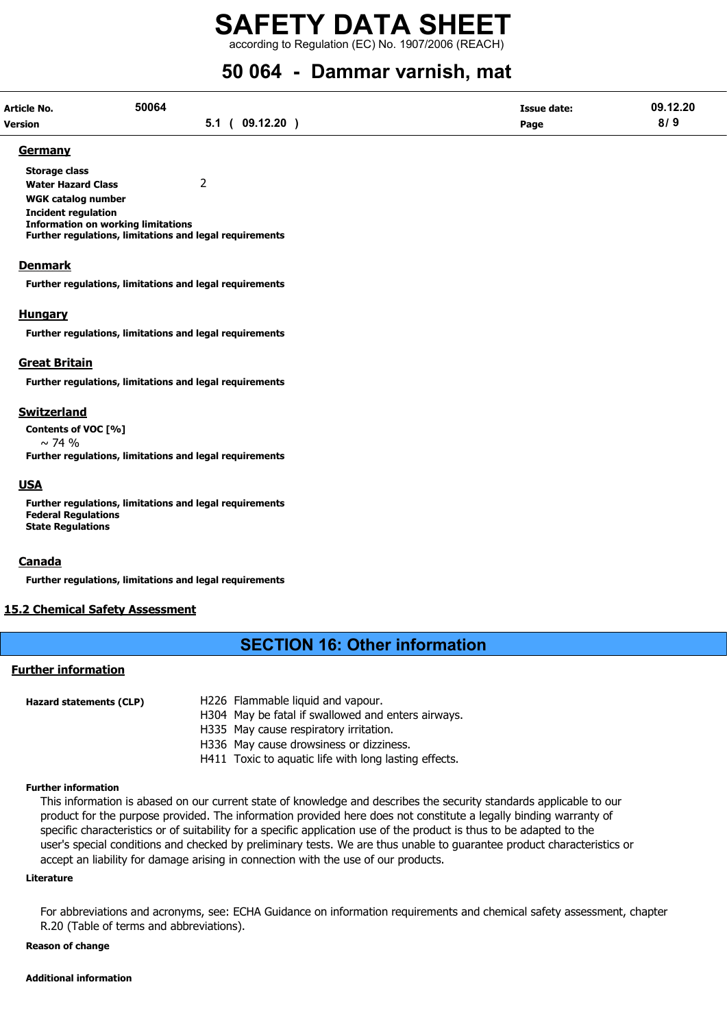### Germany

**Storage class**
**Water Hazard Class** 2
**WGK catalog number**
**Incident regulation**
**Information on working limitations**
**Further regulations, limitations and legal requirements**

### Denmark

**Further regulations, limitations and legal requirements**

### Hungary

**Further regulations, limitations and legal requirements**

### Great Britain

**Further regulations, limitations and legal requirements**

### Switzerland

**Contents of VOC [%]**
~ 74 %
**Further regulations, limitations and legal requirements**

### USA

**Further regulations, limitations and legal requirements**
**Federal Regulations**
**State Regulations**

### Canada

**Further regulations, limitations and legal requirements**

### 15.2 Chemical Safety Assessment

## SECTION 16: Other information

### Further information

| **Hazard statements (CLP)** | |
|---|---|
| | H226 Flammable liquid and vapour. |
| | H304 May be fatal if swallowed and enters airways. |
| | H335 May cause respiratory irritation. |
| | H336 May cause drowsiness or dizziness. |
| | H411 Toxic to aquatic life with long lasting effects. |

**Further information**

This information is abased on our current state of knowledge and describes the security standards applicable to our product for the purpose provided. The information provided here does not constitute a legally binding warranty of specific characteristics or of suitability for a specific application use of the product is thus to be adapted to the user's special conditions and checked by preliminary tests. We are thus unable to guarantee product characteristics or accept an liability for damage arising in connection with the use of our products.

**Literature**

For abbreviations and acronyms, see: ECHA Guidance on information requirements and chemical safety assessment, chapter R.20 (Table of terms and abbreviations).

**Reason of change**

**Additional information**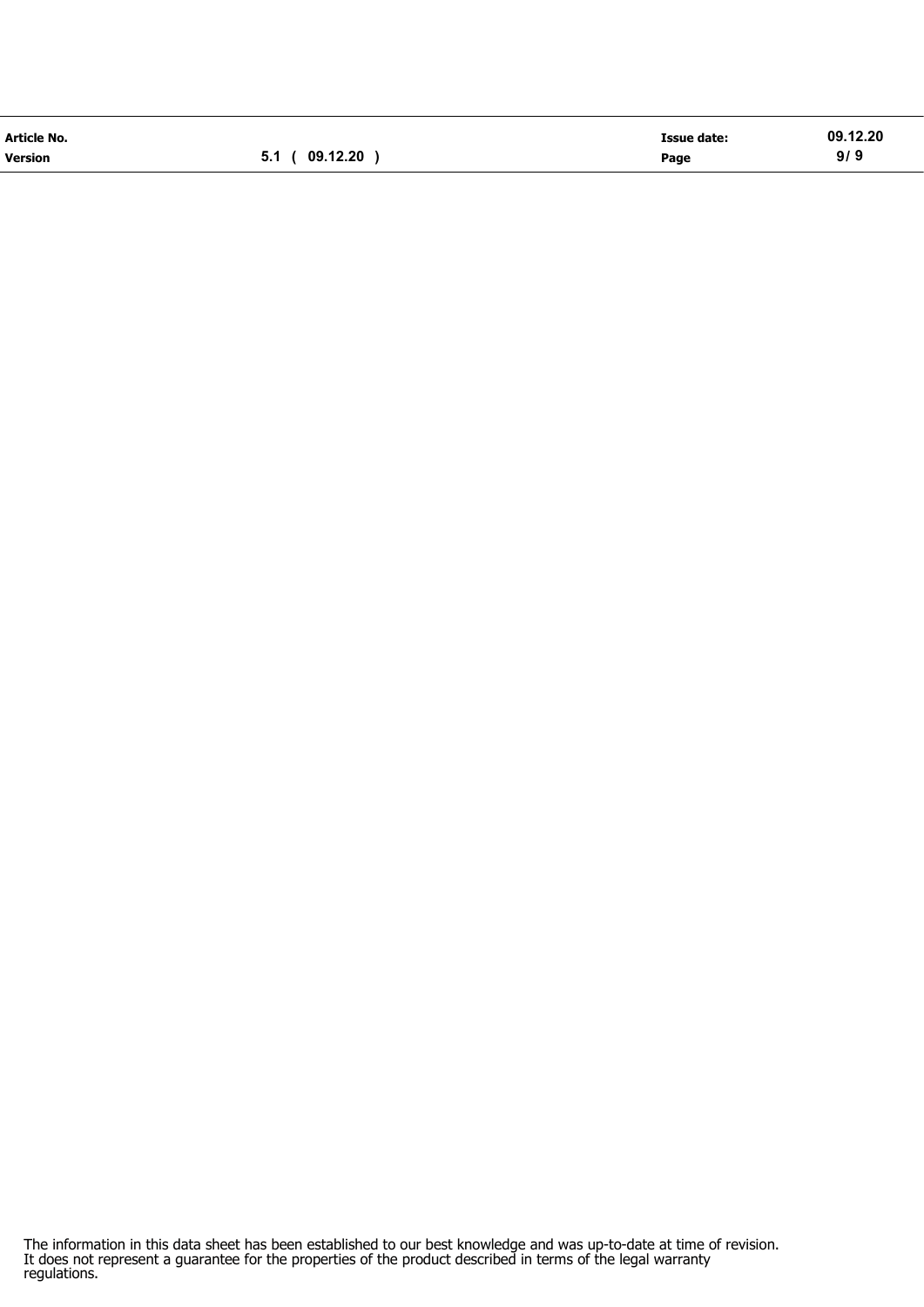The information in this data sheet has been established to our best knowledge and was up-to-date at time of revision. It does not represent a guarantee for the properties of the product described in terms of the legal warranty regulations.